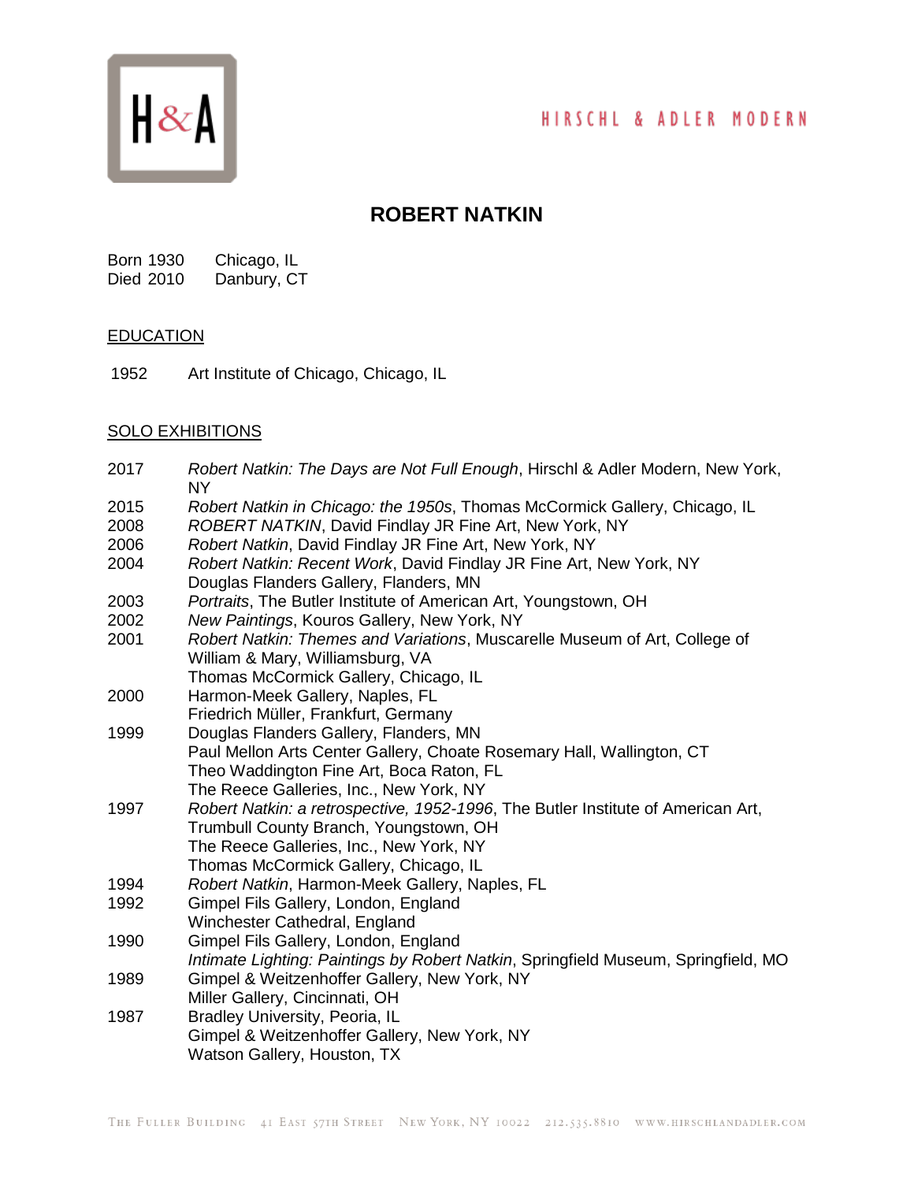# ROBERT NATKIN

Born 1930 Chicago, IL
Died 2010 Danbury, CT

## EDUCATION

1952 Art Institute of Chicago, Chicago, IL

## SOLO EXHIBITIONS

2017 *Robert Natkin: The Days are Not Full Enough*, Hirschl & Adler Modern, New York, NY

2015 *Robert Natkin in Chicago: the 1950s*, Thomas McCormick Gallery, Chicago, IL

2008 *ROBERT NATKIN*, David Findlay JR Fine Art, New York, NY

2006 *Robert Natkin*, David Findlay JR Fine Art, New York, NY

2004 *Robert Natkin: Recent Work*, David Findlay JR Fine Art, New York, NY
Douglas Flanders Gallery, Flanders, MN

2003 *Portraits*, The Butler Institute of American Art, Youngstown, OH

2002 *New Paintings*, Kouros Gallery, New York, NY

2001 *Robert Natkin: Themes and Variations*, Muscarelle Museum of Art, College of William & Mary, Williamsburg, VA
Thomas McCormick Gallery, Chicago, IL

2000 Harmon-Meek Gallery, Naples, FL
Friedrich Müller, Frankfurt, Germany

1999 Douglas Flanders Gallery, Flanders, MN
Paul Mellon Arts Center Gallery, Choate Rosemary Hall, Wallington, CT
Theo Waddington Fine Art, Boca Raton, FL
The Reece Galleries, Inc., New York, NY

1997 *Robert Natkin: a retrospective, 1952-1996*, The Butler Institute of American Art, Trumbull County Branch, Youngstown, OH
The Reece Galleries, Inc., New York, NY
Thomas McCormick Gallery, Chicago, IL

1994 *Robert Natkin*, Harmon-Meek Gallery, Naples, FL

1992 Gimpel Fils Gallery, London, England
Winchester Cathedral, England

1990 Gimpel Fils Gallery, London, England
*Intimate Lighting: Paintings by Robert Natkin*, Springfield Museum, Springfield, MO

1989 Gimpel & Weitzenhoffer Gallery, New York, NY
Miller Gallery, Cincinnati, OH

1987 Bradley University, Peoria, IL
Gimpel & Weitzenhoffer Gallery, New York, NY
Watson Gallery, Houston, TX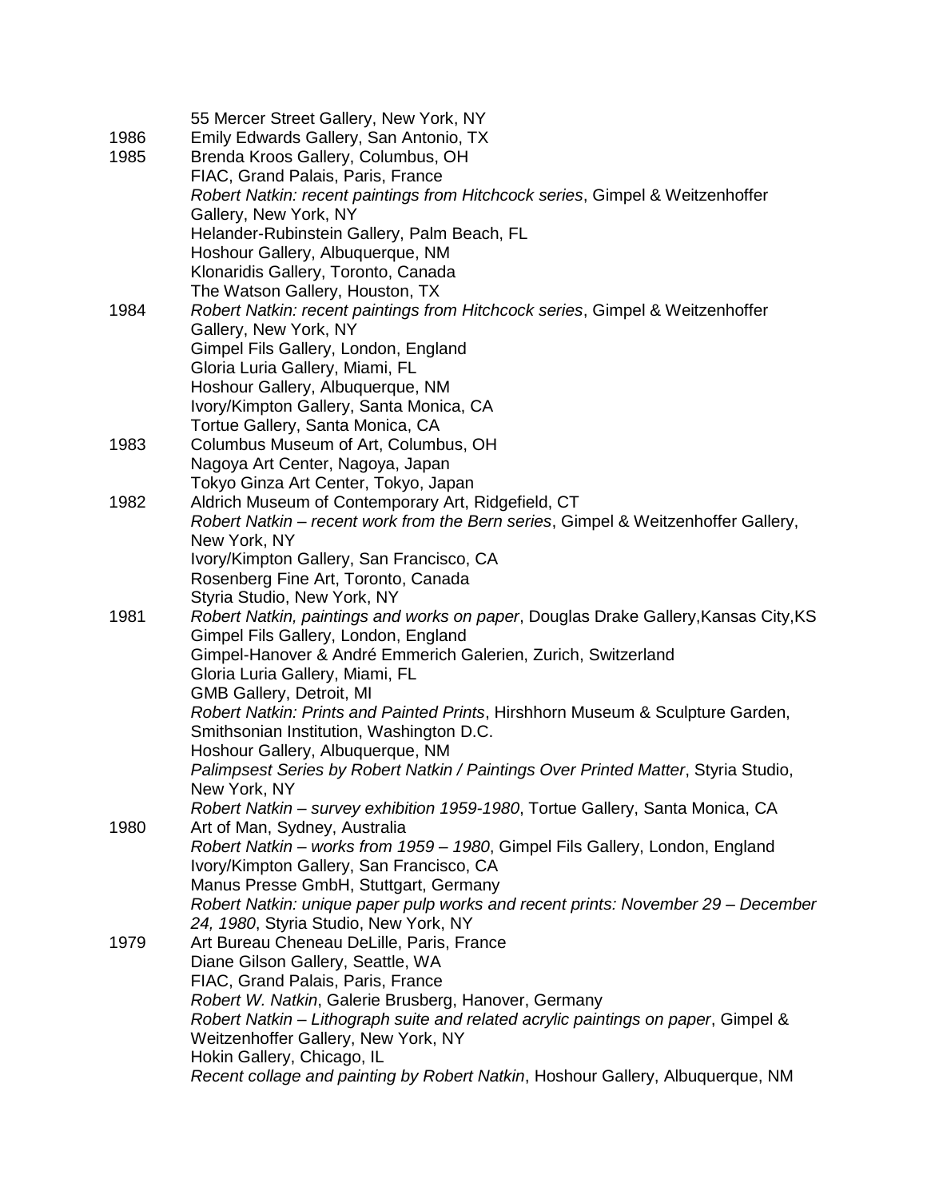55 Mercer Street Gallery, New York, NY

1986 Emily Edwards Gallery, San Antonio, TX

1985 Brenda Kroos Gallery, Columbus, OH
FIAC, Grand Palais, Paris, France
*Robert Natkin: recent paintings from Hitchcock series*, Gimpel & Weitzenhoffer Gallery, New York, NY
Helander-Rubinstein Gallery, Palm Beach, FL
Hoshour Gallery, Albuquerque, NM
Klonaridis Gallery, Toronto, Canada
The Watson Gallery, Houston, TX

1984 *Robert Natkin: recent paintings from Hitchcock series*, Gimpel & Weitzenhoffer Gallery, New York, NY
Gimpel Fils Gallery, London, England
Gloria Luria Gallery, Miami, FL
Hoshour Gallery, Albuquerque, NM
Ivory/Kimpton Gallery, Santa Monica, CA
Tortue Gallery, Santa Monica, CA

1983 Columbus Museum of Art, Columbus, OH
Nagoya Art Center, Nagoya, Japan
Tokyo Ginza Art Center, Tokyo, Japan

1982 Aldrich Museum of Contemporary Art, Ridgefield, CT
*Robert Natkin – recent work from the Bern series*, Gimpel & Weitzenhoffer Gallery, New York, NY
Ivory/Kimpton Gallery, San Francisco, CA
Rosenberg Fine Art, Toronto, Canada
Styria Studio, New York, NY

1981 *Robert Natkin, paintings and works on paper*, Douglas Drake Gallery,Kansas City,KS
Gimpel Fils Gallery, London, England
Gimpel-Hanover & André Emmerich Galerien, Zurich, Switzerland
Gloria Luria Gallery, Miami, FL
GMB Gallery, Detroit, MI
*Robert Natkin: Prints and Painted Prints*, Hirshhorn Museum & Sculpture Garden, Smithsonian Institution, Washington D.C.
Hoshour Gallery, Albuquerque, NM
*Palimpsest Series by Robert Natkin / Paintings Over Printed Matter*, Styria Studio, New York, NY
*Robert Natkin – survey exhibition 1959-1980*, Tortue Gallery, Santa Monica, CA

1980 Art of Man, Sydney, Australia
*Robert Natkin – works from 1959 – 1980*, Gimpel Fils Gallery, London, England
Ivory/Kimpton Gallery, San Francisco, CA
Manus Presse GmbH, Stuttgart, Germany
*Robert Natkin: unique paper pulp works and recent prints: November 29 – December 24, 1980*, Styria Studio, New York, NY

1979 Art Bureau Cheneau DeLille, Paris, France
Diane Gilson Gallery, Seattle, WA
FIAC, Grand Palais, Paris, France
*Robert W. Natkin*, Galerie Brusberg, Hanover, Germany
*Robert Natkin – Lithograph suite and related acrylic paintings on paper*, Gimpel & Weitzenhoffer Gallery, New York, NY
Hokin Gallery, Chicago, IL
*Recent collage and painting by Robert Natkin*, Hoshour Gallery, Albuquerque, NM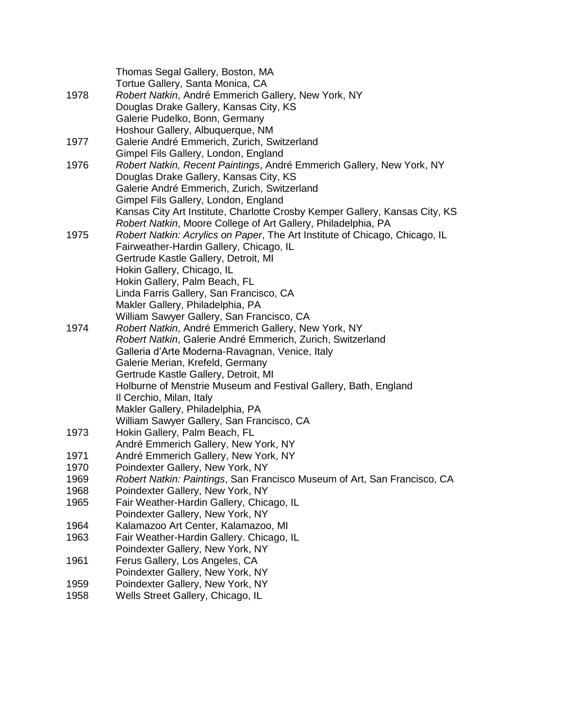Thomas Segal Gallery, Boston, MA
Tortue Gallery, Santa Monica, CA

1978 *Robert Natkin*, André Emmerich Gallery, New York, NY
Douglas Drake Gallery, Kansas City, KS
Galerie Pudelko, Bonn, Germany
Hoshour Gallery, Albuquerque, NM

1977 Galerie André Emmerich, Zurich, Switzerland
Gimpel Fils Gallery, London, England

1976 *Robert Natkin, Recent Paintings*, André Emmerich Gallery, New York, NY
Douglas Drake Gallery, Kansas City, KS
Galerie André Emmerich, Zurich, Switzerland
Gimpel Fils Gallery, London, England
Kansas City Art Institute, Charlotte Crosby Kemper Gallery, Kansas City, KS
*Robert Natkin*, Moore College of Art Gallery, Philadelphia, PA

1975 *Robert Natkin: Acrylics on Paper*, The Art Institute of Chicago, Chicago, IL
Fairweather-Hardin Gallery, Chicago, IL
Gertrude Kastle Gallery, Detroit, MI
Hokin Gallery, Chicago, IL
Hokin Gallery, Palm Beach, FL
Linda Farris Gallery, San Francisco, CA
Makler Gallery, Philadelphia, PA
William Sawyer Gallery, San Francisco, CA

1974 *Robert Natkin*, André Emmerich Gallery, New York, NY
*Robert Natkin*, Galerie André Emmerich, Zurich, Switzerland
Galleria d'Arte Moderna-Ravagnan, Venice, Italy
Galerie Merian, Krefeld, Germany
Gertrude Kastle Gallery, Detroit, MI
Holburne of Menstrie Museum and Festival Gallery, Bath, England
Il Cerchio, Milan, Italy
Makler Gallery, Philadelphia, PA
William Sawyer Gallery, San Francisco, CA

1973 Hokin Gallery, Palm Beach, FL
André Emmerich Gallery, New York, NY

1971 André Emmerich Gallery, New York, NY

1970 Poindexter Gallery, New York, NY

1969 *Robert Natkin: Paintings*, San Francisco Museum of Art, San Francisco, CA

1968 Poindexter Gallery, New York, NY

1965 Fair Weather-Hardin Gallery, Chicago, IL
Poindexter Gallery, New York, NY

1964 Kalamazoo Art Center, Kalamazoo, MI

1963 Fair Weather-Hardin Gallery. Chicago, IL
Poindexter Gallery, New York, NY

1961 Ferus Gallery, Los Angeles, CA
Poindexter Gallery, New York, NY

1959 Poindexter Gallery, New York, NY

1958 Wells Street Gallery, Chicago, IL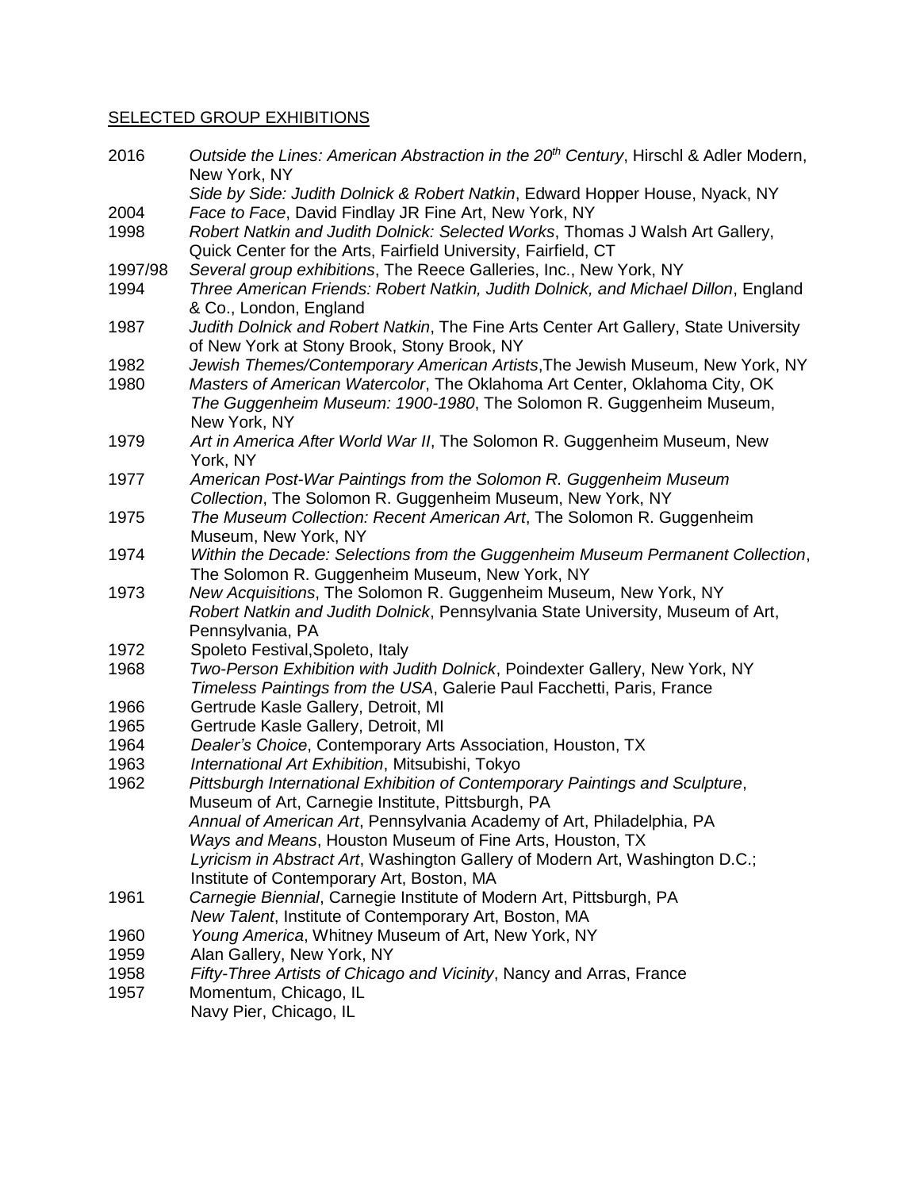SELECTED GROUP EXHIBITIONS

2016 *Outside the Lines: American Abstraction in the 20th Century*, Hirschl & Adler Modern, New York, NY
*Side by Side: Judith Dolnick & Robert Natkin*, Edward Hopper House, Nyack, NY

2004 *Face to Face*, David Findlay JR Fine Art, New York, NY

1998 *Robert Natkin and Judith Dolnick: Selected Works*, Thomas J Walsh Art Gallery, Quick Center for the Arts, Fairfield University, Fairfield, CT

1997/98 *Several group exhibitions*, The Reece Galleries, Inc., New York, NY

1994 *Three American Friends: Robert Natkin, Judith Dolnick, and Michael Dillon*, England & Co., London, England

1987 *Judith Dolnick and Robert Natkin*, The Fine Arts Center Art Gallery, State University of New York at Stony Brook, Stony Brook, NY

1982 *Jewish Themes/Contemporary American Artists*,The Jewish Museum, New York, NY

1980 *Masters of American Watercolor*, The Oklahoma Art Center, Oklahoma City, OK
*The Guggenheim Museum: 1900-1980*, The Solomon R. Guggenheim Museum, New York, NY

1979 *Art in America After World War II*, The Solomon R. Guggenheim Museum, New York, NY

1977 *American Post-War Paintings from the Solomon R. Guggenheim Museum Collection*, The Solomon R. Guggenheim Museum, New York, NY

1975 *The Museum Collection: Recent American Art*, The Solomon R. Guggenheim Museum, New York, NY

1974 *Within the Decade: Selections from the Guggenheim Museum Permanent Collection*, The Solomon R. Guggenheim Museum, New York, NY

1973 *New Acquisitions*, The Solomon R. Guggenheim Museum, New York, NY
*Robert Natkin and Judith Dolnick*, Pennsylvania State University, Museum of Art, Pennsylvania, PA

1972 Spoleto Festival,Spoleto, Italy

1968 *Two-Person Exhibition with Judith Dolnick*, Poindexter Gallery, New York, NY
*Timeless Paintings from the USA*, Galerie Paul Facchetti, Paris, France

1966 Gertrude Kasle Gallery, Detroit, MI

1965 Gertrude Kasle Gallery, Detroit, MI

1964 *Dealer's Choice*, Contemporary Arts Association, Houston, TX

1963 *International Art Exhibition*, Mitsubishi, Tokyo

1962 *Pittsburgh International Exhibition of Contemporary Paintings and Sculpture*, Museum of Art, Carnegie Institute, Pittsburgh, PA
*Annual of American Art*, Pennsylvania Academy of Art, Philadelphia, PA
*Ways and Means*, Houston Museum of Fine Arts, Houston, TX
*Lyricism in Abstract Art*, Washington Gallery of Modern Art, Washington D.C.; Institute of Contemporary Art, Boston, MA

1961 *Carnegie Biennial*, Carnegie Institute of Modern Art, Pittsburgh, PA
*New Talent*, Institute of Contemporary Art, Boston, MA

1960 *Young America*, Whitney Museum of Art, New York, NY

1959 Alan Gallery, New York, NY

1958 *Fifty-Three Artists of Chicago and Vicinity*, Nancy and Arras, France

1957 Momentum, Chicago, IL
Navy Pier, Chicago, IL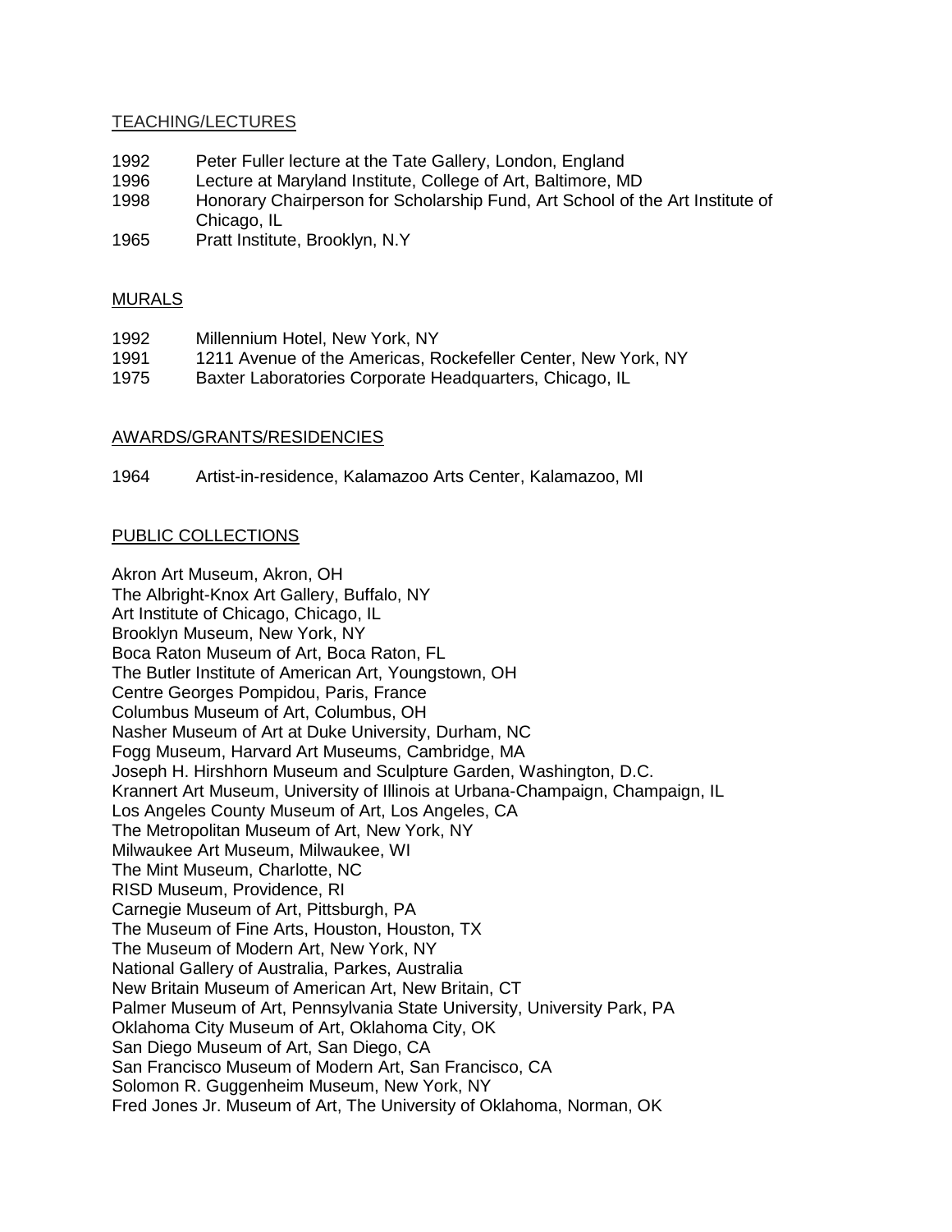## TEACHING/LECTURES

1992 Peter Fuller lecture at the Tate Gallery, London, England
1996 Lecture at Maryland Institute, College of Art, Baltimore, MD
1998 Honorary Chairperson for Scholarship Fund, Art School of the Art Institute of Chicago, IL
1965 Pratt Institute, Brooklyn, N.Y

## MURALS

1992 Millennium Hotel, New York, NY
1991 1211 Avenue of the Americas, Rockefeller Center, New York, NY
1975 Baxter Laboratories Corporate Headquarters, Chicago, IL

## AWARDS/GRANTS/RESIDENCIES

1964 Artist-in-residence, Kalamazoo Arts Center, Kalamazoo, MI

## PUBLIC COLLECTIONS

Akron Art Museum, Akron, OH
The Albright-Knox Art Gallery, Buffalo, NY
Art Institute of Chicago, Chicago, IL
Brooklyn Museum, New York, NY
Boca Raton Museum of Art, Boca Raton, FL
The Butler Institute of American Art, Youngstown, OH
Centre Georges Pompidou, Paris, France
Columbus Museum of Art, Columbus, OH
Nasher Museum of Art at Duke University, Durham, NC
Fogg Museum, Harvard Art Museums, Cambridge, MA
Joseph H. Hirshhorn Museum and Sculpture Garden, Washington, D.C.
Krannert Art Museum, University of Illinois at Urbana-Champaign, Champaign, IL
Los Angeles County Museum of Art, Los Angeles, CA
The Metropolitan Museum of Art, New York, NY
Milwaukee Art Museum, Milwaukee, WI
The Mint Museum, Charlotte, NC
RISD Museum, Providence, RI
Carnegie Museum of Art, Pittsburgh, PA
The Museum of Fine Arts, Houston, Houston, TX
The Museum of Modern Art, New York, NY
National Gallery of Australia, Parkes, Australia
New Britain Museum of American Art, New Britain, CT
Palmer Museum of Art, Pennsylvania State University, University Park, PA
Oklahoma City Museum of Art, Oklahoma City, OK
San Diego Museum of Art, San Diego, CA
San Francisco Museum of Modern Art, San Francisco, CA
Solomon R. Guggenheim Museum, New York, NY
Fred Jones Jr. Museum of Art, The University of Oklahoma, Norman, OK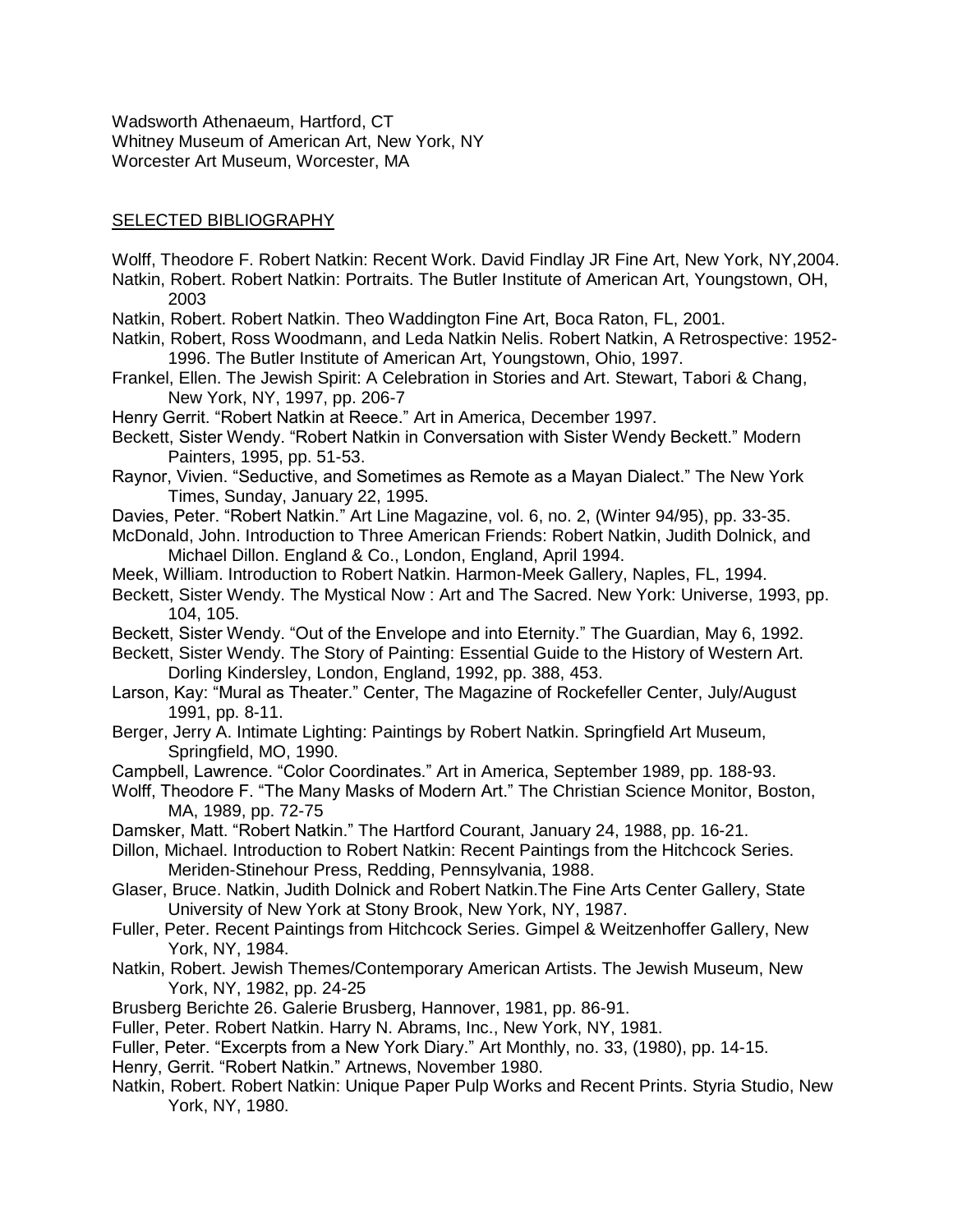Wadsworth Athenaeum, Hartford, CT
Whitney Museum of American Art, New York, NY
Worcester Art Museum, Worcester, MA

## SELECTED BIBLIOGRAPHY

Wolff, Theodore F. Robert Natkin: Recent Work. David Findlay JR Fine Art, New York, NY,2004.

Natkin, Robert. Robert Natkin: Portraits. The Butler Institute of American Art, Youngstown, OH, 2003

Natkin, Robert. Robert Natkin. Theo Waddington Fine Art, Boca Raton, FL, 2001.

Natkin, Robert, Ross Woodmann, and Leda Natkin Nelis. Robert Natkin, A Retrospective: 1952-1996. The Butler Institute of American Art, Youngstown, Ohio, 1997.

Frankel, Ellen. The Jewish Spirit: A Celebration in Stories and Art. Stewart, Tabori & Chang, New York, NY, 1997, pp. 206-7

Henry Gerrit. "Robert Natkin at Reece." Art in America, December 1997.

Beckett, Sister Wendy. "Robert Natkin in Conversation with Sister Wendy Beckett." Modern Painters, 1995, pp. 51-53.

Raynor, Vivien. "Seductive, and Sometimes as Remote as a Mayan Dialect." The New York Times, Sunday, January 22, 1995.

Davies, Peter. "Robert Natkin." Art Line Magazine, vol. 6, no. 2, (Winter 94/95), pp. 33-35.

McDonald, John. Introduction to Three American Friends: Robert Natkin, Judith Dolnick, and Michael Dillon. England & Co., London, England, April 1994.

Meek, William. Introduction to Robert Natkin. Harmon-Meek Gallery, Naples, FL, 1994.

Beckett, Sister Wendy. The Mystical Now : Art and The Sacred. New York: Universe, 1993, pp. 104, 105.

Beckett, Sister Wendy. "Out of the Envelope and into Eternity." The Guardian, May 6, 1992.

Beckett, Sister Wendy. The Story of Painting: Essential Guide to the History of Western Art. Dorling Kindersley, London, England, 1992, pp. 388, 453.

Larson, Kay: "Mural as Theater." Center, The Magazine of Rockefeller Center, July/August 1991, pp. 8-11.

Berger, Jerry A. Intimate Lighting: Paintings by Robert Natkin. Springfield Art Museum, Springfield, MO, 1990.

Campbell, Lawrence. "Color Coordinates." Art in America, September 1989, pp. 188-93.

Wolff, Theodore F. "The Many Masks of Modern Art." The Christian Science Monitor, Boston, MA, 1989, pp. 72-75

Damsker, Matt. "Robert Natkin." The Hartford Courant, January 24, 1988, pp. 16-21.

Dillon, Michael. Introduction to Robert Natkin: Recent Paintings from the Hitchcock Series. Meriden-Stinehour Press, Redding, Pennsylvania, 1988.

Glaser, Bruce. Natkin, Judith Dolnick and Robert Natkin.The Fine Arts Center Gallery, State University of New York at Stony Brook, New York, NY, 1987.

Fuller, Peter. Recent Paintings from Hitchcock Series. Gimpel & Weitzenhoffer Gallery, New York, NY, 1984.

Natkin, Robert. Jewish Themes/Contemporary American Artists. The Jewish Museum, New York, NY, 1982, pp. 24-25

Brusberg Berichte 26. Galerie Brusberg, Hannover, 1981, pp. 86-91.

Fuller, Peter. Robert Natkin. Harry N. Abrams, Inc., New York, NY, 1981.

Fuller, Peter. "Excerpts from a New York Diary." Art Monthly, no. 33, (1980), pp. 14-15.

Henry, Gerrit. "Robert Natkin." Artnews, November 1980.

Natkin, Robert. Robert Natkin: Unique Paper Pulp Works and Recent Prints. Styria Studio, New York, NY, 1980.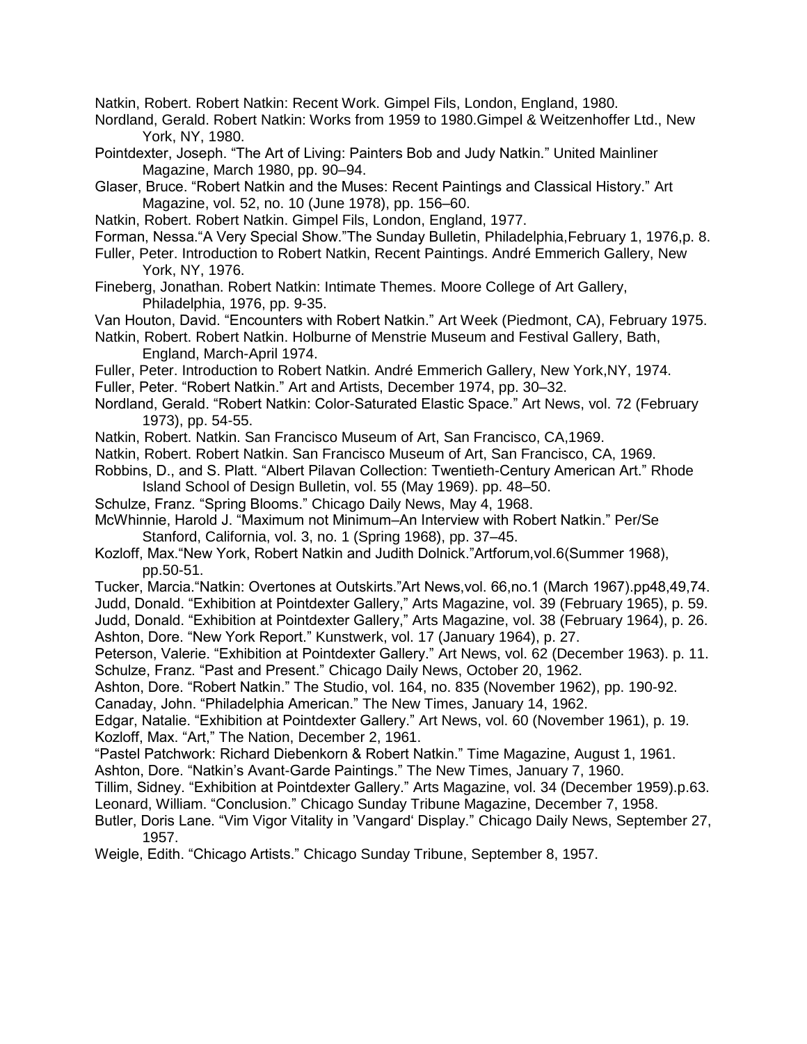Natkin, Robert. Robert Natkin: Recent Work. Gimpel Fils, London, England, 1980.

Nordland, Gerald. Robert Natkin: Works from 1959 to 1980.Gimpel & Weitzenhoffer Ltd., New York, NY, 1980.

Pointdexter, Joseph. "The Art of Living: Painters Bob and Judy Natkin." United Mainliner Magazine, March 1980, pp. 90–94.

Glaser, Bruce. "Robert Natkin and the Muses: Recent Paintings and Classical History." Art Magazine, vol. 52, no. 10 (June 1978), pp. 156–60.

Natkin, Robert. Robert Natkin. Gimpel Fils, London, England, 1977.

Forman, Nessa."A Very Special Show."The Sunday Bulletin, Philadelphia,February 1, 1976,p. 8.

Fuller, Peter. Introduction to Robert Natkin, Recent Paintings. André Emmerich Gallery, New York, NY, 1976.

Fineberg, Jonathan. Robert Natkin: Intimate Themes. Moore College of Art Gallery, Philadelphia, 1976, pp. 9-35.

Van Houton, David. "Encounters with Robert Natkin." Art Week (Piedmont, CA), February 1975.

Natkin, Robert. Robert Natkin. Holburne of Menstrie Museum and Festival Gallery, Bath, England, March-April 1974.

Fuller, Peter. Introduction to Robert Natkin. André Emmerich Gallery, New York,NY, 1974.

Fuller, Peter. "Robert Natkin." Art and Artists, December 1974, pp. 30–32.

Nordland, Gerald. "Robert Natkin: Color-Saturated Elastic Space." Art News, vol. 72 (February 1973), pp. 54-55.

Natkin, Robert. Natkin. San Francisco Museum of Art, San Francisco, CA,1969.

Natkin, Robert. Robert Natkin. San Francisco Museum of Art, San Francisco, CA, 1969.

Robbins, D., and S. Platt. "Albert Pilavan Collection: Twentieth-Century American Art." Rhode Island School of Design Bulletin, vol. 55 (May 1969). pp. 48–50.

Schulze, Franz. "Spring Blooms." Chicago Daily News, May 4, 1968.

McWhinnie, Harold J. "Maximum not Minimum–An Interview with Robert Natkin." Per/Se Stanford, California, vol. 3, no. 1 (Spring 1968), pp. 37–45.

Kozloff, Max."New York, Robert Natkin and Judith Dolnick."Artforum,vol.6(Summer 1968), pp.50-51.

Tucker, Marcia."Natkin: Overtones at Outskirts."Art News,vol. 66,no.1 (March 1967).pp48,49,74.

Judd, Donald. "Exhibition at Pointdexter Gallery," Arts Magazine, vol. 39 (February 1965), p. 59.

Judd, Donald. "Exhibition at Pointdexter Gallery," Arts Magazine, vol. 38 (February 1964), p. 26.

Ashton, Dore. "New York Report." Kunstwerk, vol. 17 (January 1964), p. 27.

Peterson, Valerie. "Exhibition at Pointdexter Gallery." Art News, vol. 62 (December 1963). p. 11.

Schulze, Franz. "Past and Present." Chicago Daily News, October 20, 1962.

Ashton, Dore. "Robert Natkin." The Studio, vol. 164, no. 835 (November 1962), pp. 190-92.

Canaday, John. "Philadelphia American." The New Times, January 14, 1962.

Edgar, Natalie. "Exhibition at Pointdexter Gallery." Art News, vol. 60 (November 1961), p. 19.

Kozloff, Max. "Art," The Nation, December 2, 1961.

"Pastel Patchwork: Richard Diebenkorn & Robert Natkin." Time Magazine, August 1, 1961.

Ashton, Dore. "Natkin's Avant-Garde Paintings." The New Times, January 7, 1960.

Tillim, Sidney. "Exhibition at Pointdexter Gallery." Arts Magazine, vol. 34 (December 1959).p.63.

Leonard, William. "Conclusion." Chicago Sunday Tribune Magazine, December 7, 1958.

Butler, Doris Lane. "Vim Vigor Vitality in 'Vangard' Display." Chicago Daily News, September 27, 1957.

Weigle, Edith. "Chicago Artists." Chicago Sunday Tribune, September 8, 1957.